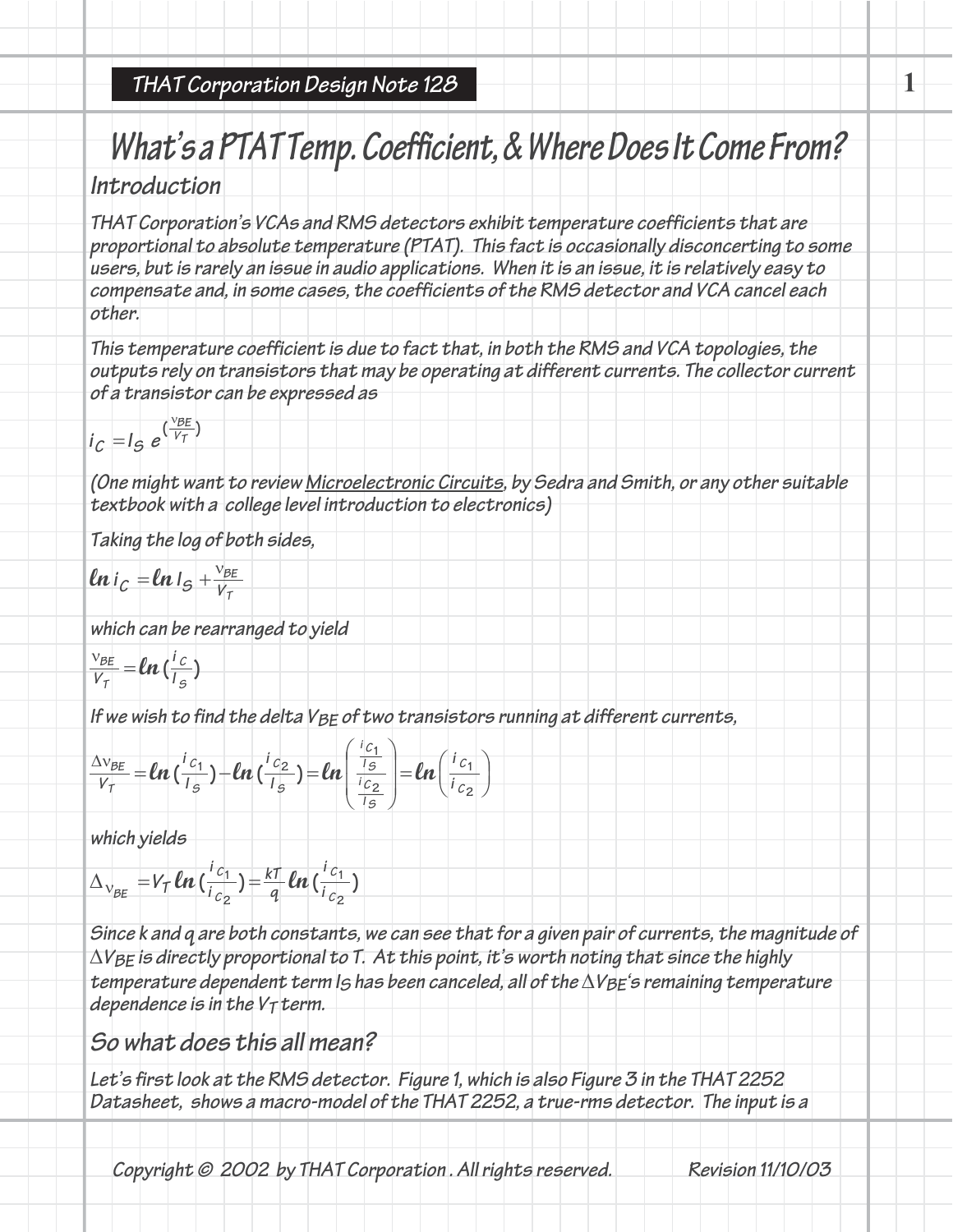# What's a PTAT Temp. Coefficient, & Where Does It Come From?

## Introduction

THAT Corporation's VCAs and RMS detectors exhibit temperature coefficients that are proportional to absolute temperature (PTAT). This fact is occasionally disconcerting to some users, but is rarely an issue in audio applications. When it is an issue, it is relatively easy to compensate and, in some cases, the coefficients of the RMS detector and VCA cancel each other.

This temperature coefficient is due to fact that, in both the RMS and VCA topologies, the outputs rely on transistors that may be operating at different currents. The collector current of a transistor can be expressed as

$$i_C = I_S \, e^{\left(\frac{v_{BE}}{V_T}\right)}$$

(One might want to review Microelectronic Circuits, by Sedra and Smith, or any other suitable textbook with a college level introduction to electronics)

Taking the log of both sides,

$$\ln i_C = \ln I_S + \frac{v_{BE}}{V_T}$$

which can be rearranged to yield

$$\frac{v_{BE}}{V_T} = \ln\left(\frac{i_C}{I_S}\right)$$

If we wish to find the delta $V_{BE}$ of two transistors running at different currents,

$$\frac{\Delta v_{BE}}{V_T} = \ln\left(\frac{i_{C1}}{I_S}\right) - \ln\left(\frac{i_{C2}}{I_S}\right) = \ln\left(\frac{\frac{i_{C1}}{I_S}}{\frac{i_{C2}}{I_S}}\right) = \ln\left(\frac{i_{C1}}{i_{C2}}\right)$$

which yields

$$\Delta_{v_{BE}} = V_T \ln\left(\frac{i_{C1}}{i_{C2}}\right) = \frac{kT}{q} \ln\left(\frac{i_{C1}}{i_{C2}}\right)$$

Since k and q are both constants, we can see that for a given pair of currents, the magnitude of $\Delta V_{BE}$ is directly proportional to T. At this point, it's worth noting that since the highly temperature dependent term $I_S$ has been canceled, all of the $\Delta V_{BE}$'s remaining temperature dependence is in the $V_T$ term.

## So what does this all mean?

Let's first look at the RMS detector. Figure 1, which is also Figure 3 in the THAT 2252 Datasheet, shows a macro-model of the THAT 2252, a true-rms detector. The input is a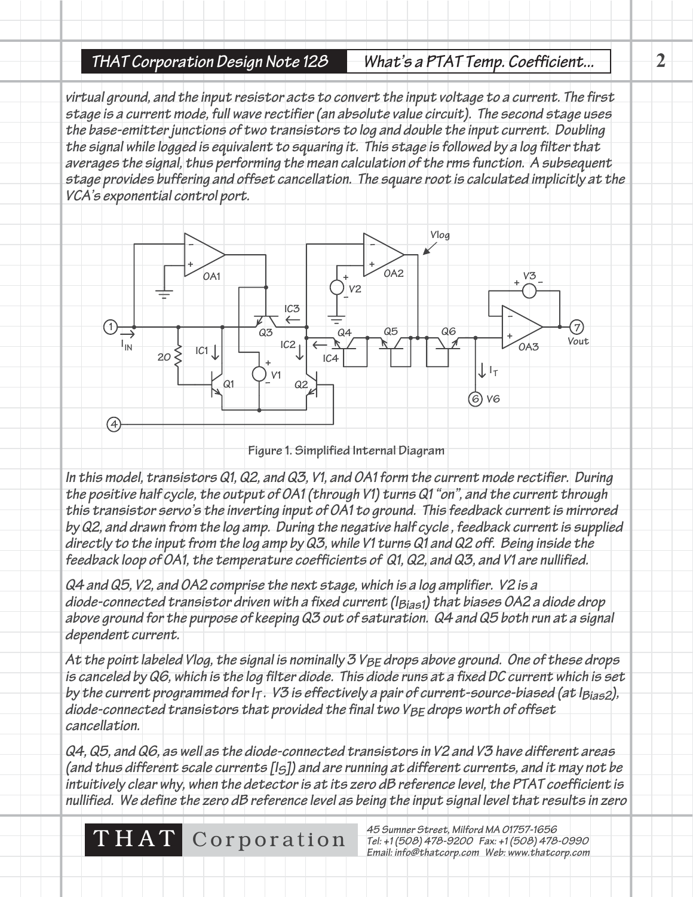*virtual ground, and the input resistor acts to convert the input voltage to a current. The first stage is a current mode, full wave rectifier (an absolute value circuit). The second stage uses the base-emitter junctions of two transistors to log and double the input current. Doubling the signal while logged is equivalent to squaring it. This stage is followed by a log filter that averages the signal, thus performing the mean calculation of the rms function. A subsequent stage provides buffering and offset cancellation. The square root is calculated implicitly at the VCA's exponential control port.*

Figure 1. Simplified Internal Diagram

*In this model, transistors Q1, Q2, and Q3, V1, and OA1 form the current mode rectifier. During the positive half cycle, the output of OA1 (through V1) turns Q1 "on", and the current through this transistor servo's the inverting input of OA1 to ground. This feedback current is mirrored by Q2, and drawn from the log amp. During the negative half cycle, feedback current is supplied directly to the input from the log amp by Q3, while V1 turns Q1 and Q2 off. Being inside the feedback loop of OA1, the temperature coefficients of Q1, Q2, and Q3, and V1 are nullified.*

*Q4 and Q5, V2, and OA2 comprise the next stage, which is a log amplifier. V2 is a diode-connected transistor driven with a fixed current ($I_{Bias1}$) that biases OA2 a diode drop above ground for the purpose of keeping Q3 out of saturation. Q4 and Q5 both run at a signal dependent current.*

*At the point labeled Vlog, the signal is nominally 3 $V_{BE}$ drops above ground. One of these drops is canceled by Q6, which is the log filter diode. This diode runs at a fixed DC current which is set by the current programmed for $I_T$. V3 is effectively a pair of current-source-biased (at $I_{Bias2}$), diode-connected transistors that provided the final two $V_{BE}$ drops worth of offset cancellation.*

*Q4, Q5, and Q6, as well as the diode-connected transistors in V2 and V3 have different areas (and thus different scale currents [$I_S$]) and are running at different currents, and it may not be intuitively clear why, when the detector is at its zero dB reference level, the PTAT coefficient is nullified. We define the zero dB reference level as being the input signal level that results in zero*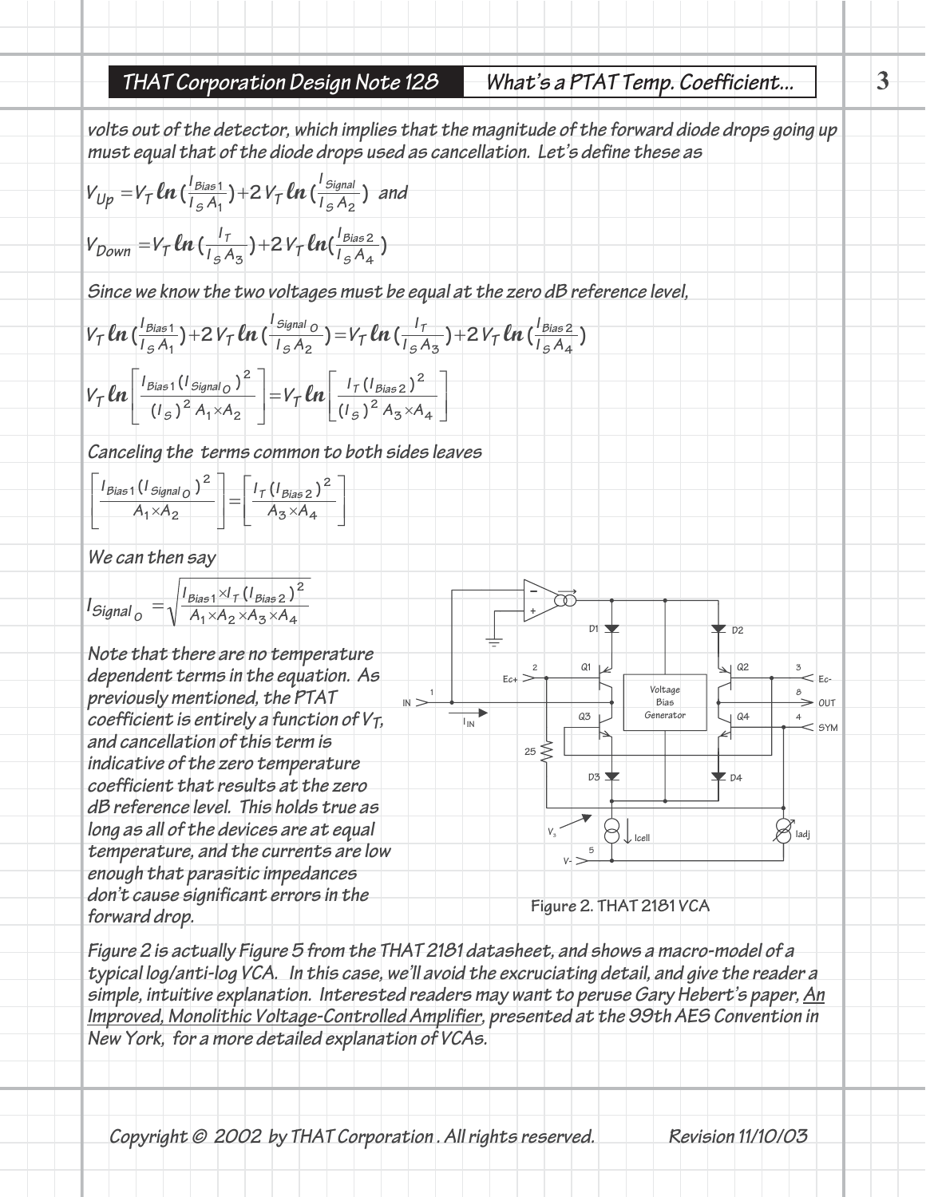volts out of the detector, which implies that the magnitude of the forward diode drops going up must equal that of the diode drops used as cancellation. Let's define these as

$$V_{Up} = V_T \ln\left(\frac{I_{Bias1}}{I_S A_1}\right) + 2V_T \ln\left(\frac{I_{Signal}}{I_S A_2}\right) \text{ and}$$

$$V_{Down} = V_T \ln\left(\frac{I_T}{I_S A_3}\right) + 2V_T \ln\left(\frac{I_{Bias2}}{I_S A_4}\right)$$

Since we know the two voltages must be equal at the zero dB reference level,

$$V_T \ln\left(\frac{I_{Bias1}}{I_S A_1}\right) + 2V_T \ln\left(\frac{I_{Signal\,O}}{I_S A_2}\right) = V_T \ln\left(\frac{I_T}{I_S A_3}\right) + 2V_T \ln\left(\frac{I_{Bias2}}{I_S A_4}\right)$$

$$V_T \ln\left[\frac{I_{Bias1}(I_{Signal\,O})^2}{(I_S)^2 A_1 \times A_2}\right] = V_T \ln\left[\frac{I_T (I_{Bias2})^2}{(I_S)^2 A_3 \times A_4}\right]$$

Canceling the terms common to both sides leaves

$$\left[\frac{I_{Bias1}(I_{Signal\,O})^2}{A_1 \times A_2}\right] = \left[\frac{I_T (I_{Bias2})^2}{A_3 \times A_4}\right]$$

We can then say

$$I_{Signal\,O} = \sqrt{\frac{I_{Bias1} \times I_T (I_{Bias2})^2}{A_1 \times A_2 \times A_3 \times A_4}}$$

Note that there are no temperature dependent terms in the equation. As previously mentioned, the PTAT coefficient is entirely a function of $V_T$, and cancellation of this term is indicative of the zero temperature coefficient that results at the zero dB reference level. This holds true as long as all of the devices are at equal temperature, and the currents are low enough that parasitic impedances don't cause significant errors in the forward drop.

Figure 2. THAT 2181 VCA

Figure 2 is actually Figure 5 from the THAT 2181 datasheet, and shows a macro-model of a typical log/anti-log VCA. In this case, we'll avoid the excruciating detail, and give the reader a simple, intuitive explanation. Interested readers may want to peruse Gary Hebert's paper, An Improved, Monolithic Voltage-Controlled Amplifier, presented at the 99th AES Convention in New York, for a more detailed explanation of VCAs.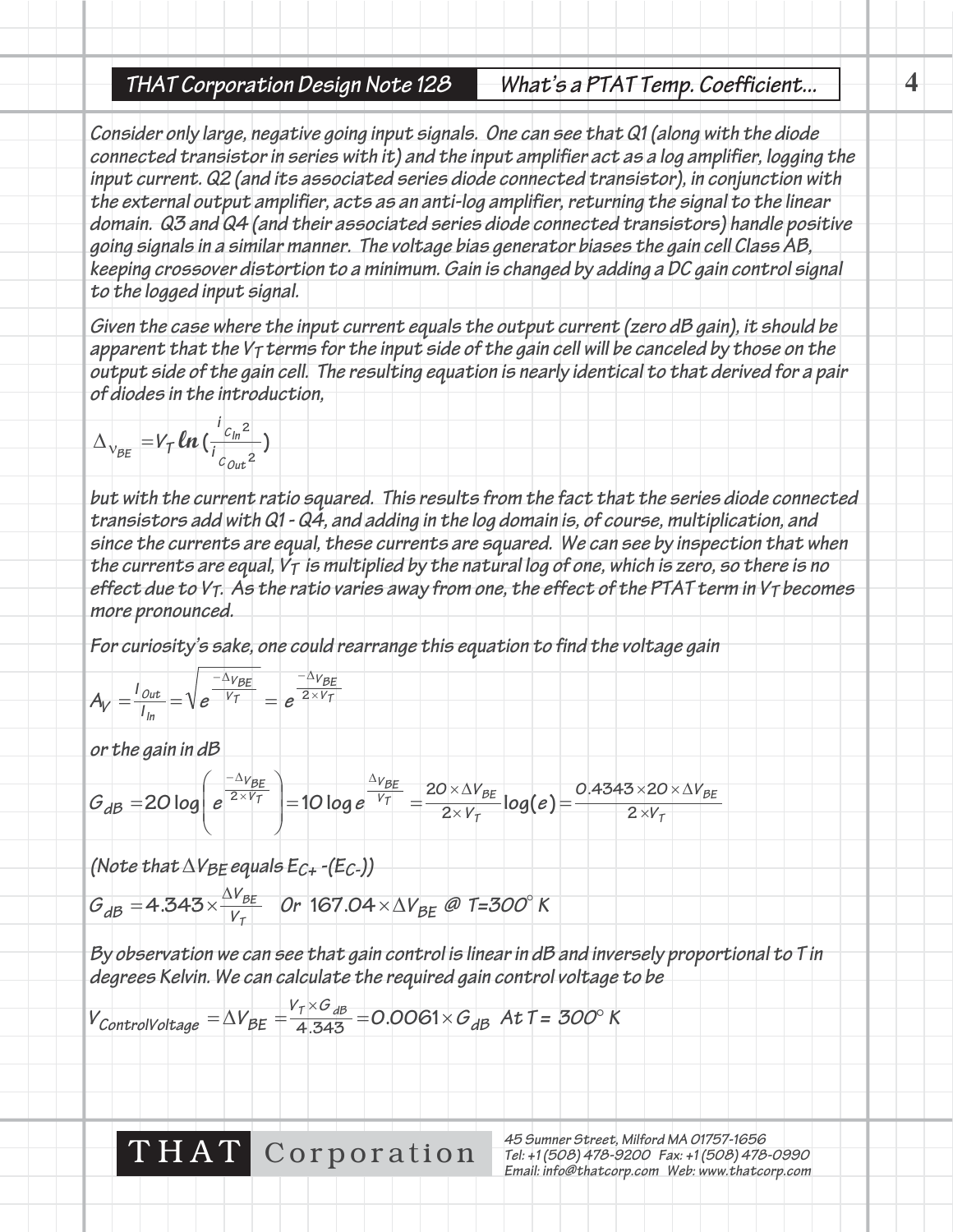Consider only large, negative going input signals. One can see that Q1 (along with the diode connected transistor in series with it) and the input amplifier act as a log amplifier, logging the input current. Q2 (and its associated series diode connected transistor), in conjunction with the external output amplifier, acts as an anti-log amplifier, returning the signal to the linear domain. Q3 and Q4 (and their associated series diode connected transistors) handle positive going signals in a similar manner. The voltage bias generator biases the gain cell Class AB, keeping crossover distortion to a minimum. Gain is changed by adding a DC gain control signal to the logged input signal.

Given the case where the input current equals the output current (zero dB gain), it should be apparent that the $V_T$ terms for the input side of the gain cell will be canceled by those on the output side of the gain cell. The resulting equation is nearly identical to that derived for a pair of diodes in the introduction,

$$\Delta_{V_{BE}} = V_T \ln\left(\frac{i_{C_{In}}^{\;2}}{i_{C_{Out}}^{\;2}}\right)$$

but with the current ratio squared. This results from the fact that the series diode connected transistors add with Q1 - Q4, and adding in the log domain is, of course, multiplication, and since the currents are equal, these currents are squared. We can see by inspection that when the currents are equal, $V_T$ is multiplied by the natural log of one, which is zero, so there is no effect due to $V_T$. As the ratio varies away from one, the effect of the PTAT term in $V_T$ becomes more pronounced.

For curiosity's sake, one could rearrange this equation to find the voltage gain

$$A_V = \frac{I_{Out}}{I_{In}} = \sqrt{e^{\frac{-\Delta V_{BE}}{V_T}}} = e^{\frac{-\Delta V_{BE}}{2\times V_T}}$$

or the gain in dB

$$G_{dB} = 20\log\left(e^{\frac{-\Delta V_{BE}}{2\times V_T}}\right) = 10\log e^{\frac{\Delta V_{BE}}{V_T}} = \frac{20\times\Delta V_{BE}}{2\times V_T}\log(e) = \frac{0.4343\times 20\times\Delta V_{BE}}{2\times V_T}$$

(Note that $\Delta V_{BE}$ equals $E_{C+}$ -($E_{C-}$))

$$G_{dB} = 4.343\times\frac{\Delta V_{BE}}{V_T} \quad \text{Or } 167.04\times\Delta V_{BE} \text{ @ } T = 300^\circ K$$

By observation we can see that gain control is linear in dB and inversely proportional to T in degrees Kelvin. We can calculate the required gain control voltage to be

$$V_{ControlVoltage} = \Delta V_{BE} = \frac{V_T\times G_{dB}}{4.343} = 0.0061\times G_{dB} \text{ At } T = 300^\circ K$$

THAT Corporation

45 Sumner Street, Milford MA 01757-1656
Tel: +1 (508) 478-9200 Fax: +1 (508) 478-0990
Email: info@thatcorp.com Web: www.thatcorp.com